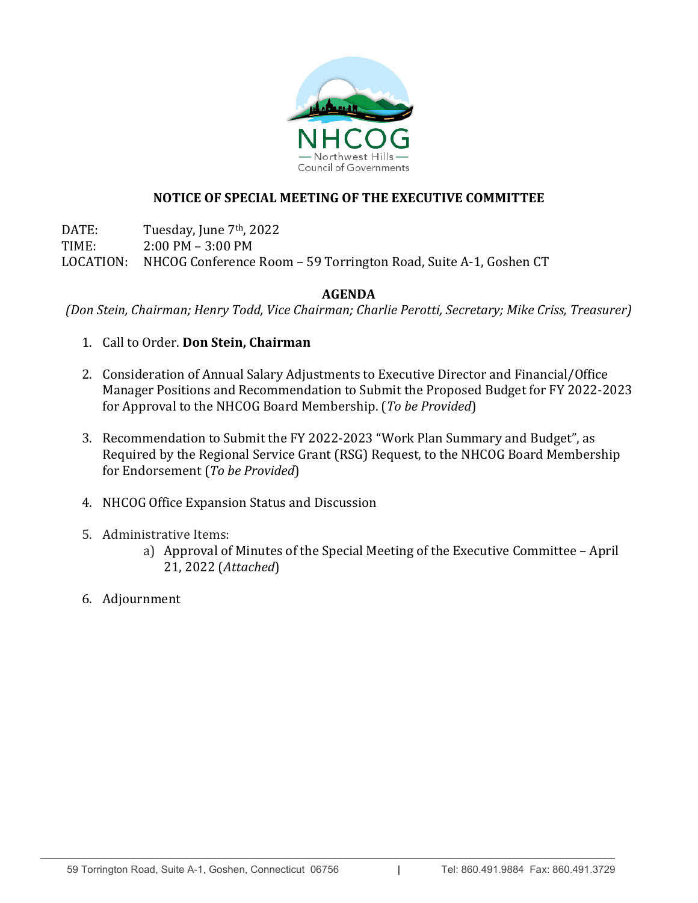NHCOG
Northwest Hills
Council of Governments

## NOTICE OF SPECIAL MEETING OF THE EXECUTIVE COMMITTEE

DATE: Tuesday, June 7th, 2022
TIME: 2:00 PM – 3:00 PM
LOCATION: NHCOG Conference Room – 59 Torrington Road, Suite A-1, Goshen CT

### AGENDA

*(Don Stein, Chairman; Henry Todd, Vice Chairman; Charlie Perotti, Secretary; Mike Criss, Treasurer)*

1. Call to Order. **Don Stein, Chairman**

2. Consideration of Annual Salary Adjustments to Executive Director and Financial/Office Manager Positions and Recommendation to Submit the Proposed Budget for FY 2022-2023 for Approval to the NHCOG Board Membership. (*To be Provided*)

3. Recommendation to Submit the FY 2022-2023 "Work Plan Summary and Budget", as Required by the Regional Service Grant (RSG) Request, to the NHCOG Board Membership for Endorsement (*To be Provided*)

4. NHCOG Office Expansion Status and Discussion

5. Administrative Items:
   a) Approval of Minutes of the Special Meeting of the Executive Committee – April 21, 2022 (*Attached*)

6. Adjournment

59 Torrington Road, Suite A-1, Goshen, Connecticut 06756 | Tel: 860.491.9884 Fax: 860.491.3729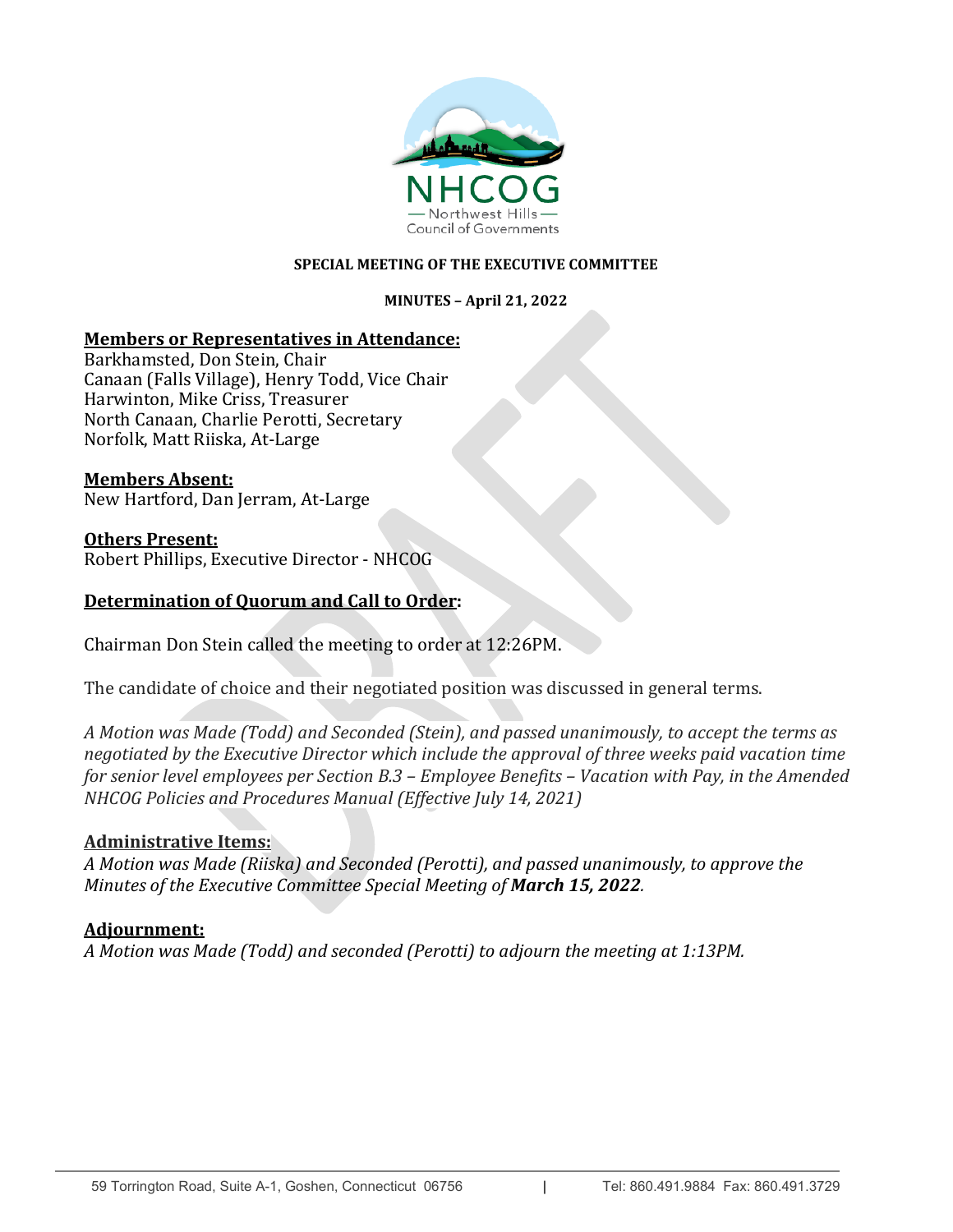**SPECIAL MEETING OF THE EXECUTIVE COMMITTEE**

**MINUTES – April 21, 2022**

## Members or Representatives in Attendance:

Barkhamsted, Don Stein, Chair
Canaan (Falls Village), Henry Todd, Vice Chair
Harwinton, Mike Criss, Treasurer
North Canaan, Charlie Perotti, Secretary
Norfolk, Matt Riiska, At-Large

## Members Absent:

New Hartford, Dan Jerram, At-Large

## Others Present:

Robert Phillips, Executive Director - NHCOG

## Determination of Quorum and Call to Order:

Chairman Don Stein called the meeting to order at 12:26PM.

The candidate of choice and their negotiated position was discussed in general terms.

*A Motion was Made (Todd) and Seconded (Stein), and passed unanimously, to accept the terms as negotiated by the Executive Director which include the approval of three weeks paid vacation time for senior level employees per Section B.3 – Employee Benefits – Vacation with Pay, in the Amended NHCOG Policies and Procedures Manual (Effective July 14, 2021)*

## Administrative Items:

*A Motion was Made (Riiska) and Seconded (Perotti), and passed unanimously, to approve the Minutes of the Executive Committee Special Meeting of* ***March 15, 2022****.*

## Adjournment:

*A Motion was Made (Todd) and seconded (Perotti) to adjourn the meeting at 1:13PM.*